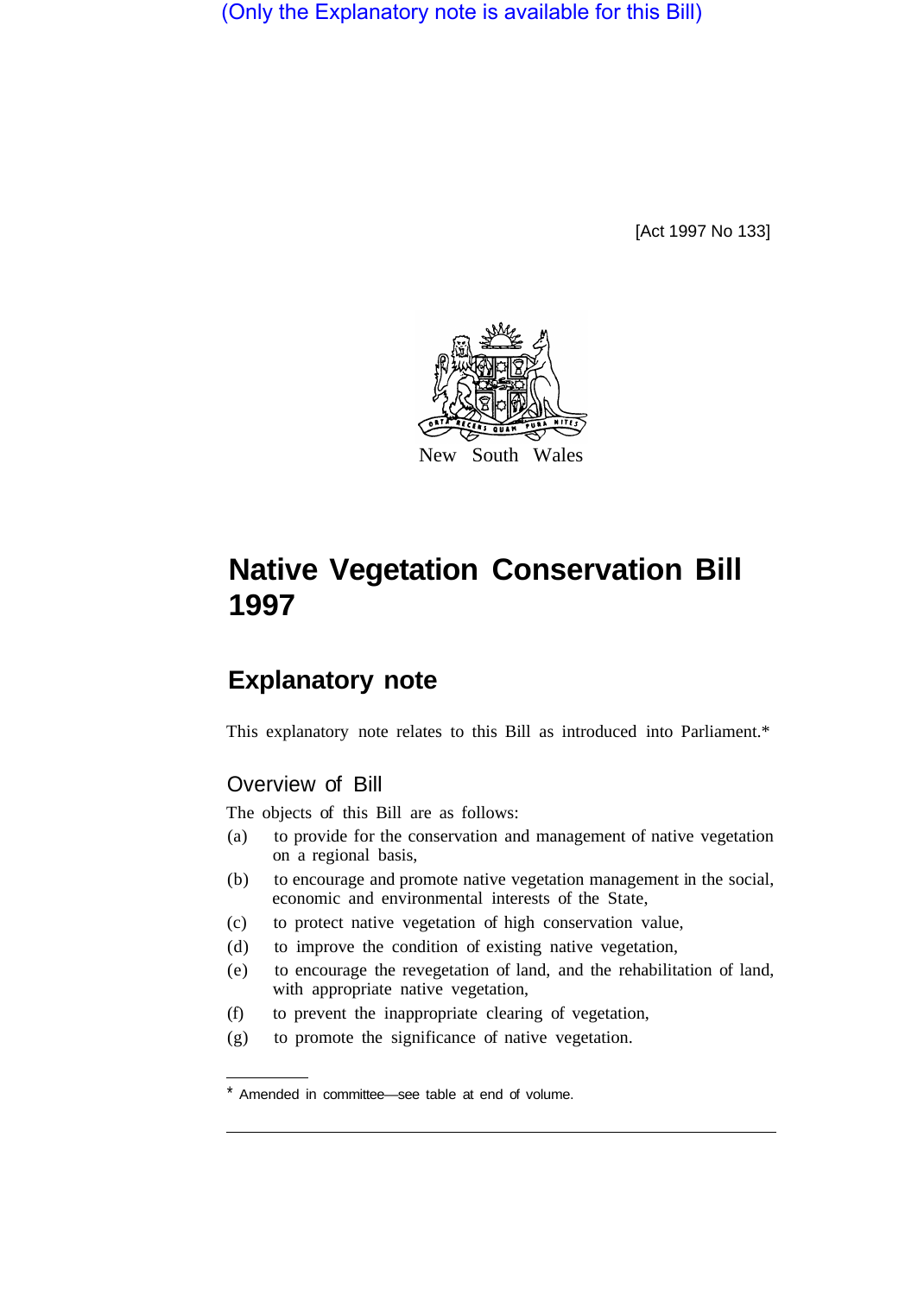(Only the Explanatory note is available for this Bill)

[Act 1997 No 133]

New South Wales

# Native Vegetation Conservation Bill 1997

## Explanatory note

This explanatory note relates to this Bill as introduced into Parliament.*

### Overview of Bill

The objects of this Bill are as follows:

(a) to provide for the conservation and management of native vegetation on a regional basis,

(b) to encourage and promote native vegetation management in the social, economic and environmental interests of the State,

(c) to protect native vegetation of high conservation value,

(d) to improve the condition of existing native vegetation,

(e) to encourage the revegetation of land, and the rehabilitation of land, with appropriate native vegetation,

(f) to prevent the inappropriate clearing of vegetation,

(g) to promote the significance of native vegetation.

* Amended in committee—see table at end of volume.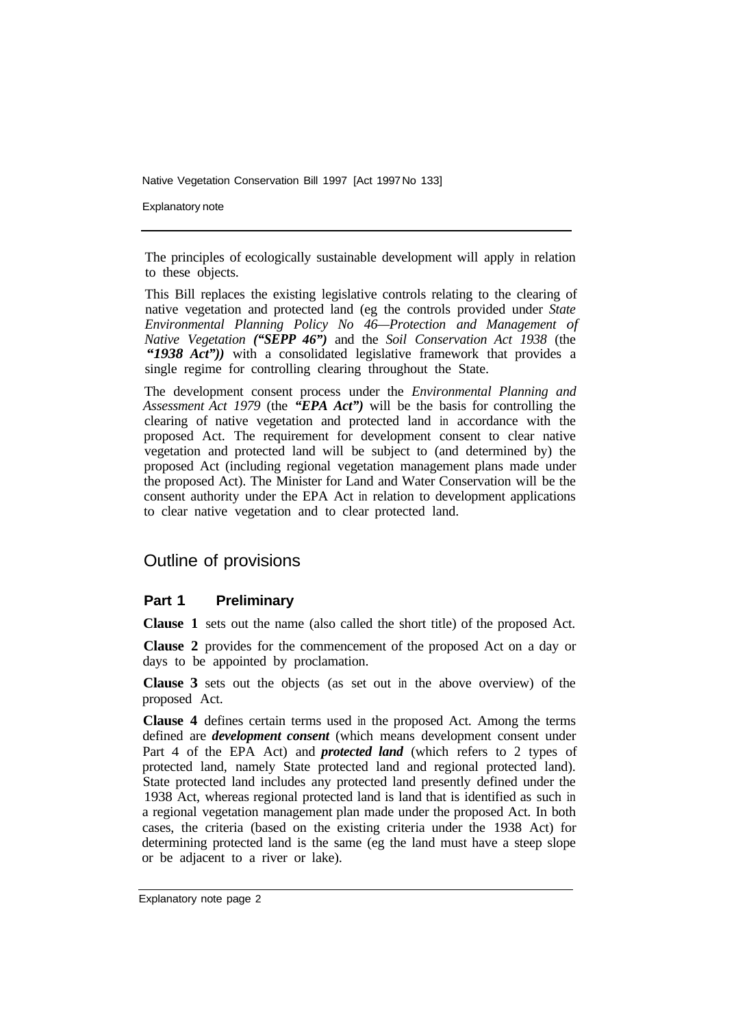The principles of ecologically sustainable development will apply in relation to these objects.

This Bill replaces the existing legislative controls relating to the clearing of native vegetation and protected land (eg the controls provided under *State Environmental Planning Policy No 46—Protection and Management of Native Vegetation* ***("SEPP 46")*** and the *Soil Conservation Act 1938* (the ***"1938 Act"))*** with a consolidated legislative framework that provides a single regime for controlling clearing throughout the State.

The development consent process under the *Environmental Planning and Assessment Act 1979* (the ***"EPA Act")*** will be the basis for controlling the clearing of native vegetation and protected land in accordance with the proposed Act. The requirement for development consent to clear native vegetation and protected land will be subject to (and determined by) the proposed Act (including regional vegetation management plans made under the proposed Act). The Minister for Land and Water Conservation will be the consent authority under the EPA Act in relation to development applications to clear native vegetation and to clear protected land.

## Outline of provisions

### Part 1 Preliminary

**Clause 1** sets out the name (also called the short title) of the proposed Act.

**Clause 2** provides for the commencement of the proposed Act on a day or days to be appointed by proclamation.

**Clause 3** sets out the objects (as set out in the above overview) of the proposed Act.

**Clause 4** defines certain terms used in the proposed Act. Among the terms defined are ***development consent*** (which means development consent under Part 4 of the EPA Act) and ***protected land*** (which refers to 2 types of protected land, namely State protected land and regional protected land). State protected land includes any protected land presently defined under the 1938 Act, whereas regional protected land is land that is identified as such in a regional vegetation management plan made under the proposed Act. In both cases, the criteria (based on the existing criteria under the 1938 Act) for determining protected land is the same (eg the land must have a steep slope or be adjacent to a river or lake).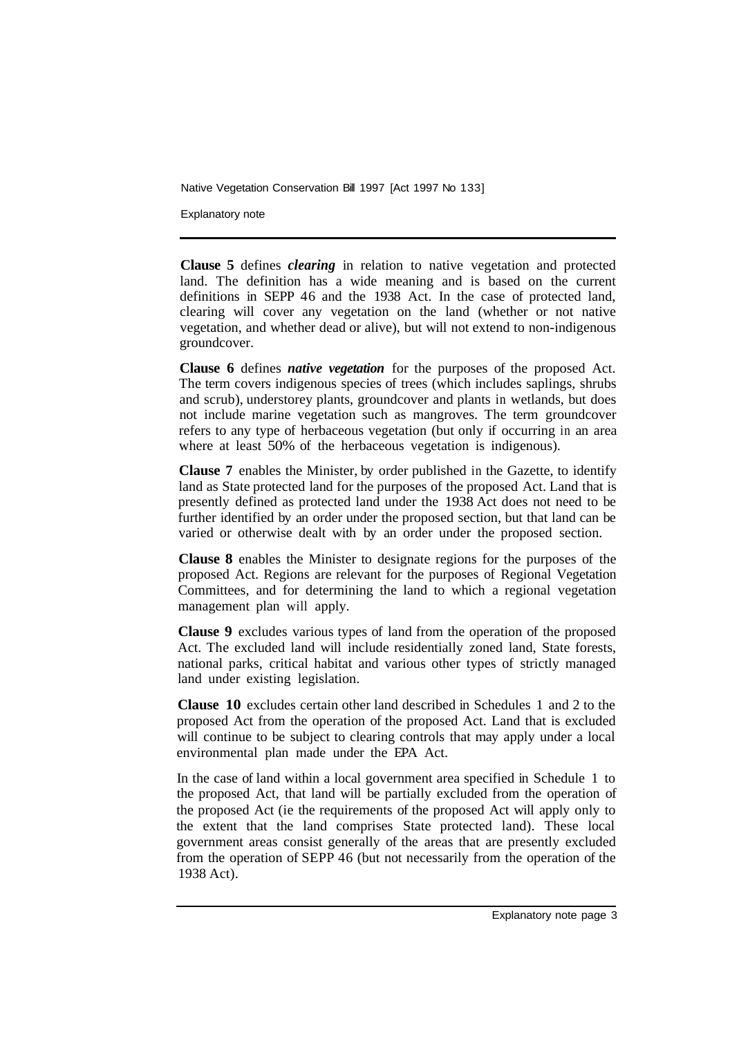**Clause 5** defines ***clearing*** in relation to native vegetation and protected land. The definition has a wide meaning and is based on the current definitions in SEPP 46 and the 1938 Act. In the case of protected land, clearing will cover any vegetation on the land (whether or not native vegetation, and whether dead or alive), but will not extend to non-indigenous groundcover.

**Clause 6** defines ***native vegetation*** for the purposes of the proposed Act. The term covers indigenous species of trees (which includes saplings, shrubs and scrub), understorey plants, groundcover and plants in wetlands, but does not include marine vegetation such as mangroves. The term groundcover refers to any type of herbaceous vegetation (but only if occurring in an area where at least 50% of the herbaceous vegetation is indigenous).

**Clause 7** enables the Minister, by order published in the Gazette, to identify land as State protected land for the purposes of the proposed Act. Land that is presently defined as protected land under the 1938 Act does not need to be further identified by an order under the proposed section, but that land can be varied or otherwise dealt with by an order under the proposed section.

**Clause 8** enables the Minister to designate regions for the purposes of the proposed Act. Regions are relevant for the purposes of Regional Vegetation Committees, and for determining the land to which a regional vegetation management plan will apply.

**Clause 9** excludes various types of land from the operation of the proposed Act. The excluded land will include residentially zoned land, State forests, national parks, critical habitat and various other types of strictly managed land under existing legislation.

**Clause 10** excludes certain other land described in Schedules 1 and 2 to the proposed Act from the operation of the proposed Act. Land that is excluded will continue to be subject to clearing controls that may apply under a local environmental plan made under the EPA Act.

In the case of land within a local government area specified in Schedule 1 to the proposed Act, that land will be partially excluded from the operation of the proposed Act (ie the requirements of the proposed Act will apply only to the extent that the land comprises State protected land). These local government areas consist generally of the areas that are presently excluded from the operation of SEPP 46 (but not necessarily from the operation of the 1938 Act).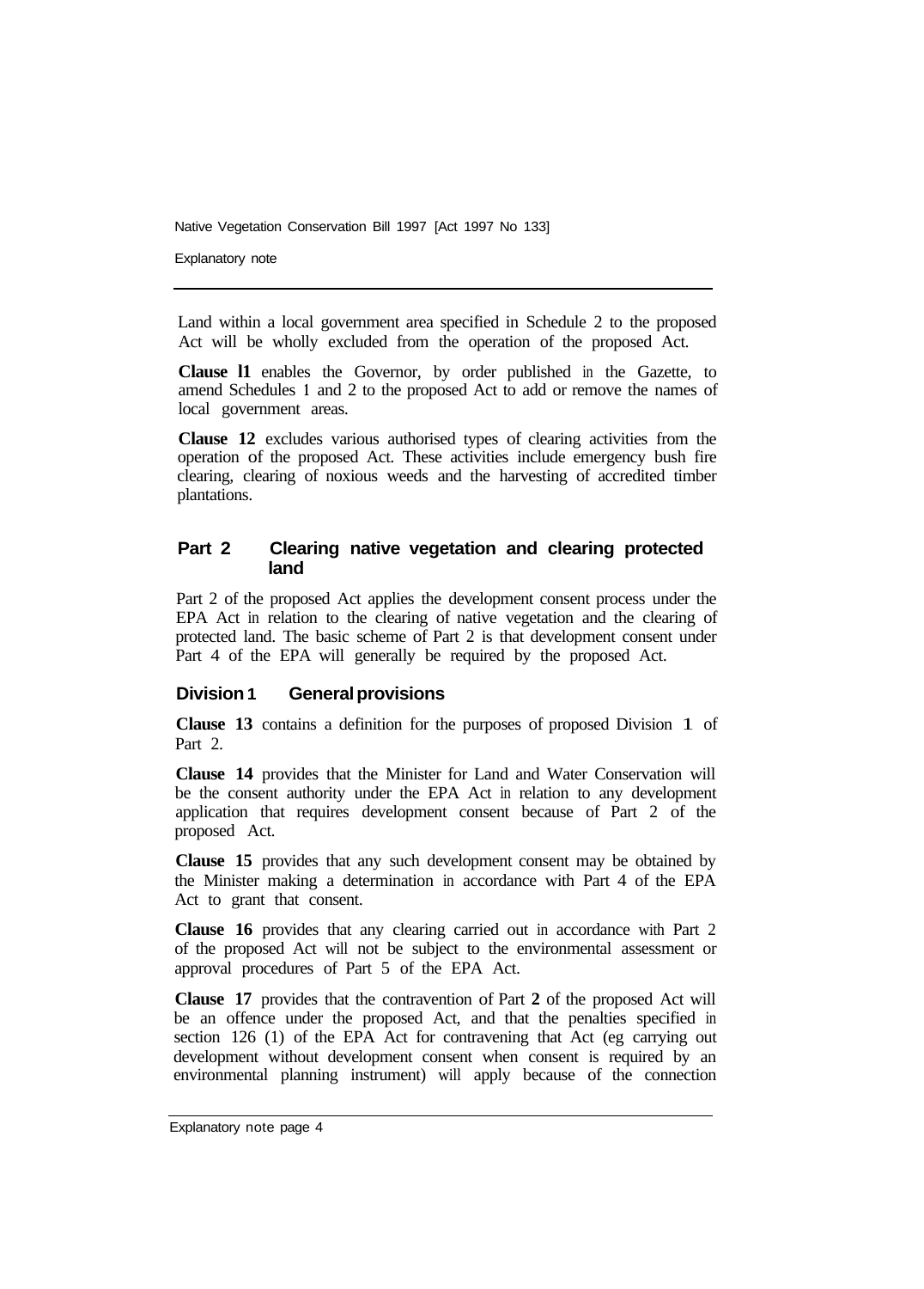Land within a local government area specified in Schedule 2 to the proposed Act will be wholly excluded from the operation of the proposed Act.

**Clause l1** enables the Governor, by order published in the Gazette, to amend Schedules 1 and 2 to the proposed Act to add or remove the names of local government areas.

**Clause 12** excludes various authorised types of clearing activities from the operation of the proposed Act. These activities include emergency bush fire clearing, clearing of noxious weeds and the harvesting of accredited timber plantations.

## Part 2 Clearing native vegetation and clearing protected land

Part 2 of the proposed Act applies the development consent process under the EPA Act in relation to the clearing of native vegetation and the clearing of protected land. The basic scheme of Part 2 is that development consent under Part 4 of the EPA will generally be required by the proposed Act.

### Division 1 General provisions

**Clause 13** contains a definition for the purposes of proposed Division **1** of Part 2.

**Clause 14** provides that the Minister for Land and Water Conservation will be the consent authority under the EPA Act in relation to any development application that requires development consent because of Part 2 of the proposed Act.

**Clause 15** provides that any such development consent may be obtained by the Minister making a determination in accordance with Part 4 of the EPA Act to grant that consent.

**Clause 16** provides that any clearing carried out in accordance with Part 2 of the proposed Act will not be subject to the environmental assessment or approval procedures of Part 5 of the EPA Act.

**Clause 17** provides that the contravention of Part **2** of the proposed Act will be an offence under the proposed Act, and that the penalties specified in section 126 (1) of the EPA Act for contravening that Act (eg carrying out development without development consent when consent is required by an environmental planning instrument) will apply because of the connection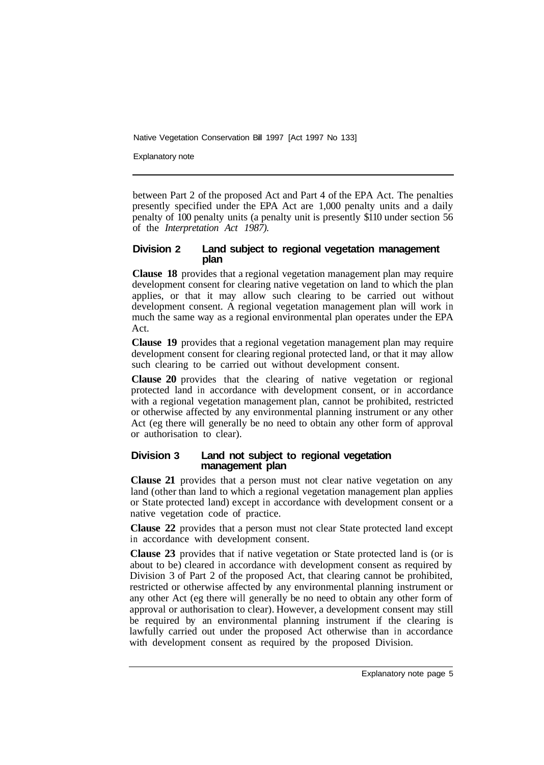between Part 2 of the proposed Act and Part 4 of the EPA Act. The penalties presently specified under the EPA Act are 1,000 penalty units and a daily penalty of 100 penalty units (a penalty unit is presently $110 under section 56 of the *Interpretation Act 1987).*

### Division 2 Land subject to regional vegetation management plan

**Clause 18** provides that a regional vegetation management plan may require development consent for clearing native vegetation on land to which the plan applies, or that it may allow such clearing to be carried out without development consent. A regional vegetation management plan will work in much the same way as a regional environmental plan operates under the EPA Act.

**Clause 19** provides that a regional vegetation management plan may require development consent for clearing regional protected land, or that it may allow such clearing to be carried out without development consent.

**Clause 20** provides that the clearing of native vegetation or regional protected land in accordance with development consent, or in accordance with a regional vegetation management plan, cannot be prohibited, restricted or otherwise affected by any environmental planning instrument or any other Act (eg there will generally be no need to obtain any other form of approval or authorisation to clear).

### Division 3 Land not subject to regional vegetation management plan

**Clause 21** provides that a person must not clear native vegetation on any land (other than land to which a regional vegetation management plan applies or State protected land) except in accordance with development consent or a native vegetation code of practice.

**Clause 22** provides that a person must not clear State protected land except in accordance with development consent.

**Clause 23** provides that if native vegetation or State protected land is (or is about to be) cleared in accordance with development consent as required by Division 3 of Part 2 of the proposed Act, that clearing cannot be prohibited, restricted or otherwise affected by any environmental planning instrument or any other Act (eg there will generally be no need to obtain any other form of approval or authorisation to clear). However, a development consent may still be required by an environmental planning instrument if the clearing is lawfully carried out under the proposed Act otherwise than in accordance with development consent as required by the proposed Division.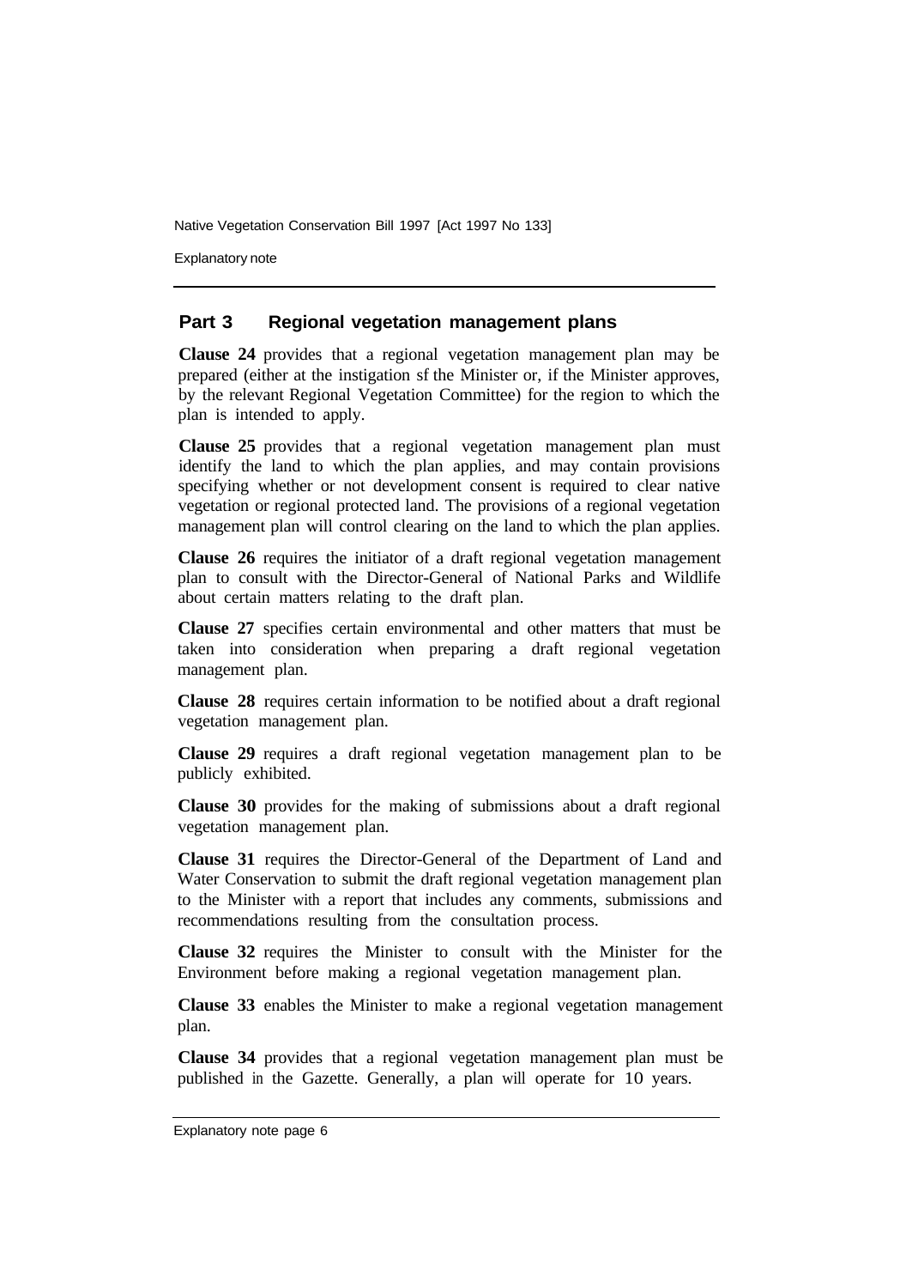## Part 3 Regional vegetation management plans

**Clause 24** provides that a regional vegetation management plan may be prepared (either at the instigation sf the Minister or, if the Minister approves, by the relevant Regional Vegetation Committee) for the region to which the plan is intended to apply.

**Clause 25** provides that a regional vegetation management plan must identify the land to which the plan applies, and may contain provisions specifying whether or not development consent is required to clear native vegetation or regional protected land. The provisions of a regional vegetation management plan will control clearing on the land to which the plan applies.

**Clause 26** requires the initiator of a draft regional vegetation management plan to consult with the Director-General of National Parks and Wildlife about certain matters relating to the draft plan.

**Clause 27** specifies certain environmental and other matters that must be taken into consideration when preparing a draft regional vegetation management plan.

**Clause 28** requires certain information to be notified about a draft regional vegetation management plan.

**Clause 29** requires a draft regional vegetation management plan to be publicly exhibited.

**Clause 30** provides for the making of submissions about a draft regional vegetation management plan.

**Clause 31** requires the Director-General of the Department of Land and Water Conservation to submit the draft regional vegetation management plan to the Minister with a report that includes any comments, submissions and recommendations resulting from the consultation process.

**Clause 32** requires the Minister to consult with the Minister for the Environment before making a regional vegetation management plan.

**Clause 33** enables the Minister to make a regional vegetation management plan.

**Clause 34** provides that a regional vegetation management plan must be published in the Gazette. Generally, a plan will operate for 10 years.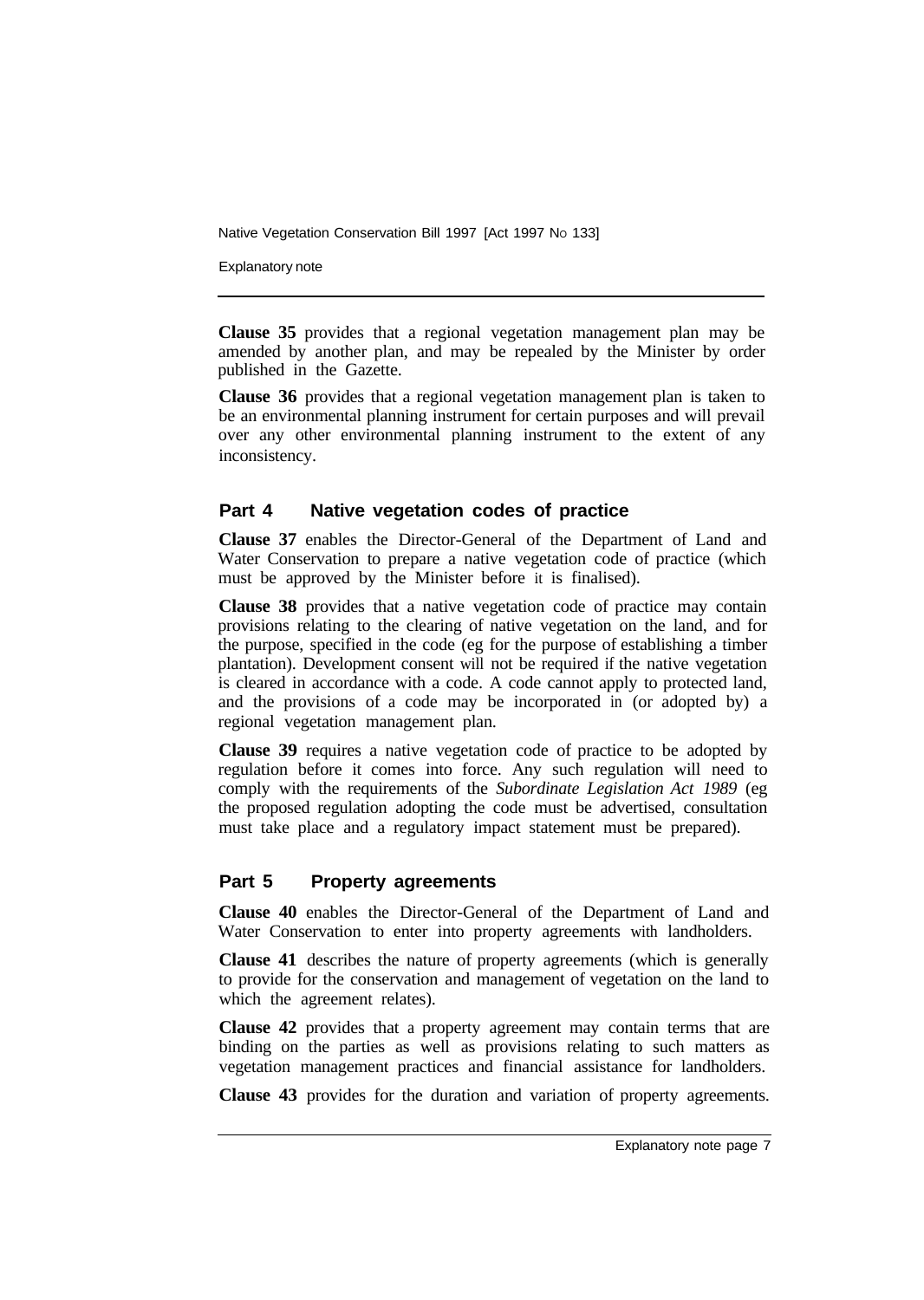**Clause 35** provides that a regional vegetation management plan may be amended by another plan, and may be repealed by the Minister by order published in the Gazette.

**Clause 36** provides that a regional vegetation management plan is taken to be an environmental planning instrument for certain purposes and will prevail over any other environmental planning instrument to the extent of any inconsistency.

## Part 4 Native vegetation codes of practice

**Clause 37** enables the Director-General of the Department of Land and Water Conservation to prepare a native vegetation code of practice (which must be approved by the Minister before it is finalised).

**Clause 38** provides that a native vegetation code of practice may contain provisions relating to the clearing of native vegetation on the land, and for the purpose, specified in the code (eg for the purpose of establishing a timber plantation). Development consent will not be required if the native vegetation is cleared in accordance with a code. A code cannot apply to protected land, and the provisions of a code may be incorporated in (or adopted by) a regional vegetation management plan.

**Clause 39** requires a native vegetation code of practice to be adopted by regulation before it comes into force. Any such regulation will need to comply with the requirements of the *Subordinate Legislation Act 1989* (eg the proposed regulation adopting the code must be advertised, consultation must take place and a regulatory impact statement must be prepared).

## Part 5 Property agreements

**Clause 40** enables the Director-General of the Department of Land and Water Conservation to enter into property agreements with landholders.

**Clause 41** describes the nature of property agreements (which is generally to provide for the conservation and management of vegetation on the land to which the agreement relates).

**Clause 42** provides that a property agreement may contain terms that are binding on the parties as well as provisions relating to such matters as vegetation management practices and financial assistance for landholders.

**Clause 43** provides for the duration and variation of property agreements.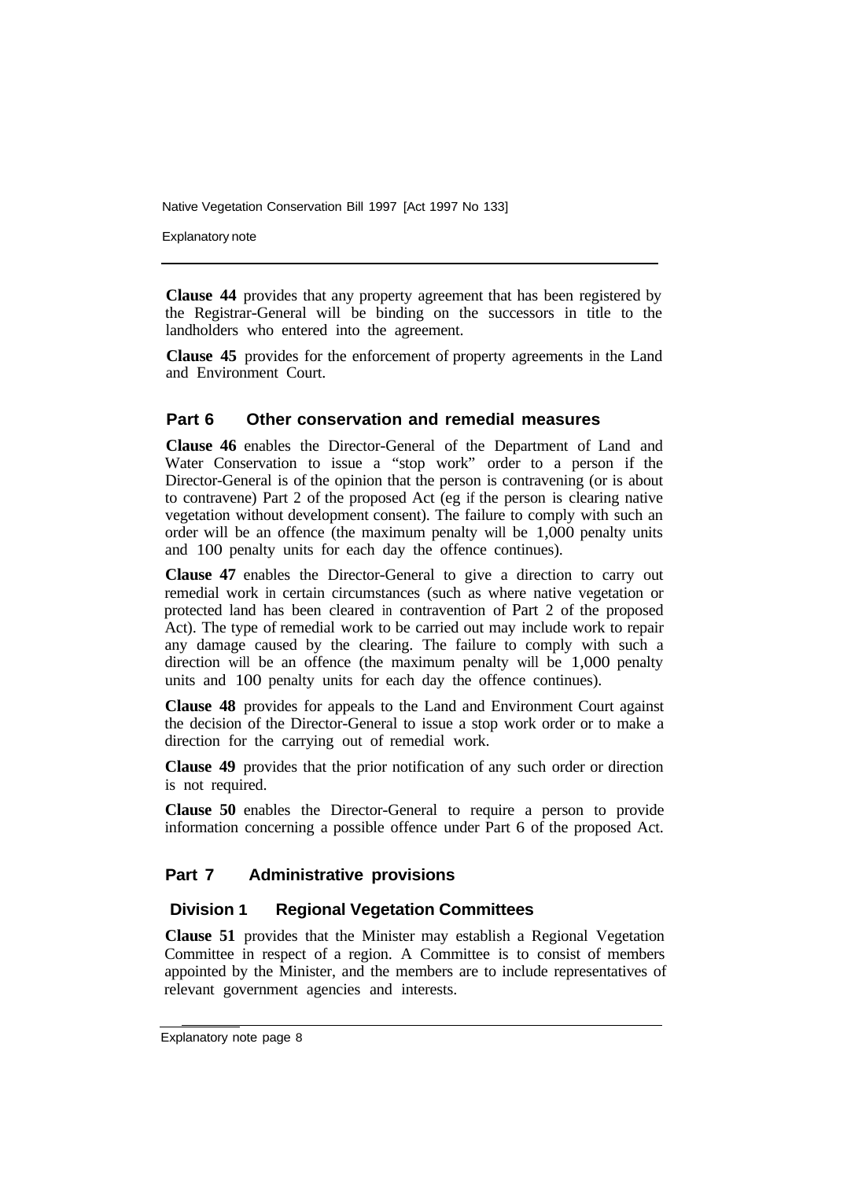**Clause 44** provides that any property agreement that has been registered by the Registrar-General will be binding on the successors in title to the landholders who entered into the agreement.

**Clause 45** provides for the enforcement of property agreements in the Land and Environment Court.

## Part 6 Other conservation and remedial measures

**Clause 46** enables the Director-General of the Department of Land and Water Conservation to issue a "stop work" order to a person if the Director-General is of the opinion that the person is contravening (or is about to contravene) Part 2 of the proposed Act (eg if the person is clearing native vegetation without development consent). The failure to comply with such an order will be an offence (the maximum penalty will be 1,000 penalty units and 100 penalty units for each day the offence continues).

**Clause 47** enables the Director-General to give a direction to carry out remedial work in certain circumstances (such as where native vegetation or protected land has been cleared in contravention of Part 2 of the proposed Act). The type of remedial work to be carried out may include work to repair any damage caused by the clearing. The failure to comply with such a direction will be an offence (the maximum penalty will be 1,000 penalty units and 100 penalty units for each day the offence continues).

**Clause 48** provides for appeals to the Land and Environment Court against the decision of the Director-General to issue a stop work order or to make a direction for the carrying out of remedial work.

**Clause 49** provides that the prior notification of any such order or direction is not required.

**Clause 50** enables the Director-General to require a person to provide information concerning a possible offence under Part 6 of the proposed Act.

## Part 7 Administrative provisions

### Division 1 Regional Vegetation Committees

**Clause 51** provides that the Minister may establish a Regional Vegetation Committee in respect of a region. A Committee is to consist of members appointed by the Minister, and the members are to include representatives of relevant government agencies and interests.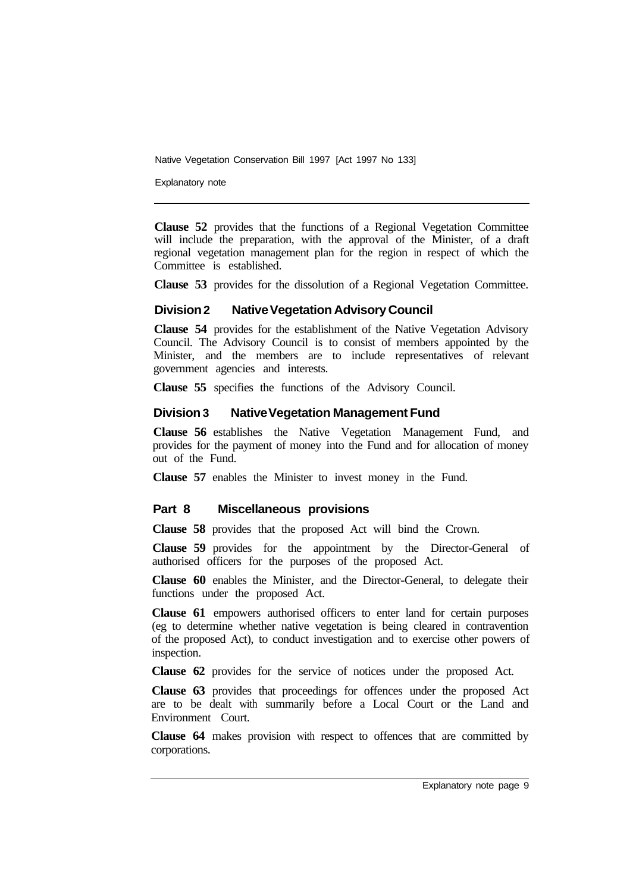**Clause 52** provides that the functions of a Regional Vegetation Committee will include the preparation, with the approval of the Minister, of a draft regional vegetation management plan for the region in respect of which the Committee is established.

**Clause 53** provides for the dissolution of a Regional Vegetation Committee.

### Division 2 Native Vegetation Advisory Council

**Clause 54** provides for the establishment of the Native Vegetation Advisory Council. The Advisory Council is to consist of members appointed by the Minister, and the members are to include representatives of relevant government agencies and interests.

**Clause 55** specifies the functions of the Advisory Council.

### Division 3 Native Vegetation Management Fund

**Clause 56** establishes the Native Vegetation Management Fund, and provides for the payment of money into the Fund and for allocation of money out of the Fund.

**Clause 57** enables the Minister to invest money in the Fund.

## Part 8 Miscellaneous provisions

**Clause 58** provides that the proposed Act will bind the Crown.

**Clause 59** provides for the appointment by the Director-General of authorised officers for the purposes of the proposed Act.

**Clause 60** enables the Minister, and the Director-General, to delegate their functions under the proposed Act.

**Clause 61** empowers authorised officers to enter land for certain purposes (eg to determine whether native vegetation is being cleared in contravention of the proposed Act), to conduct investigation and to exercise other powers of inspection.

**Clause 62** provides for the service of notices under the proposed Act.

**Clause 63** provides that proceedings for offences under the proposed Act are to be dealt with summarily before a Local Court or the Land and Environment Court.

**Clause 64** makes provision with respect to offences that are committed by corporations.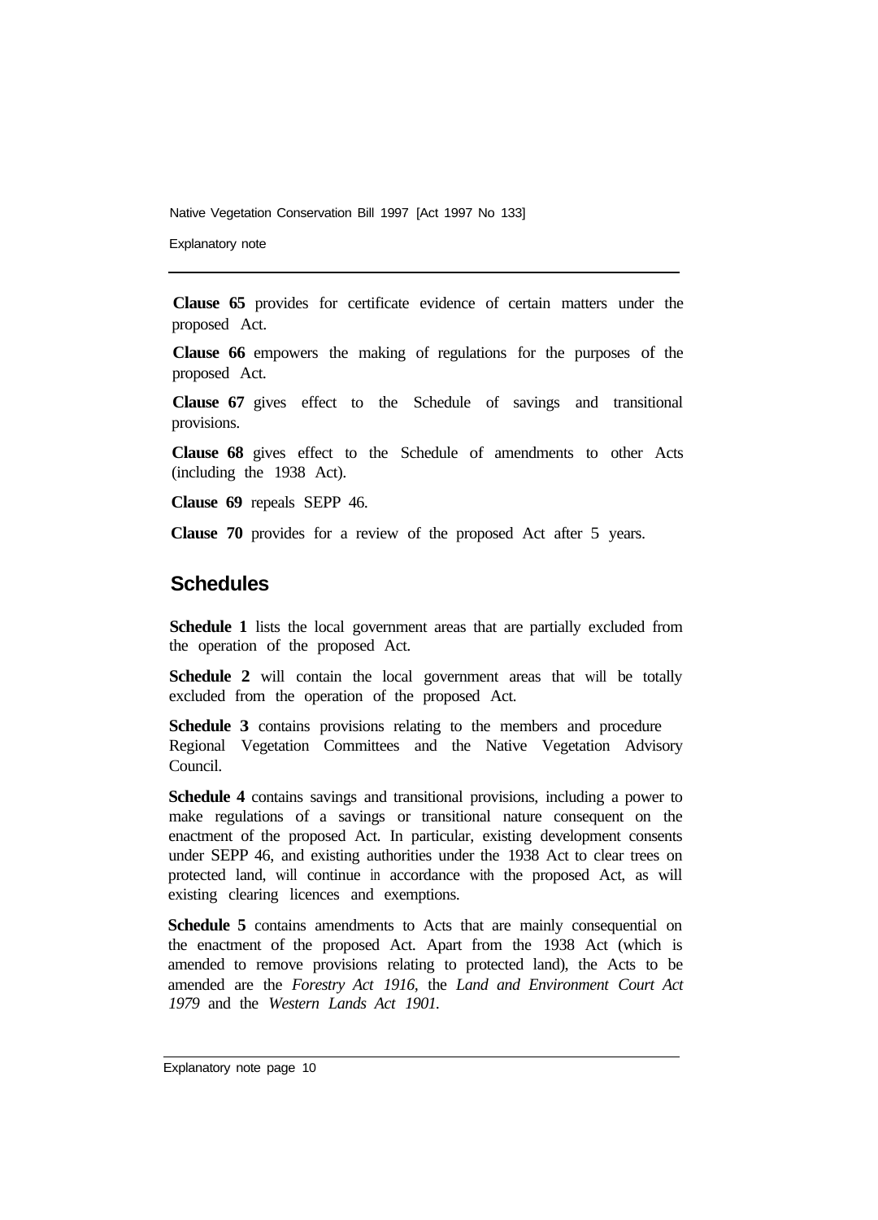**Clause 65** provides for certificate evidence of certain matters under the proposed Act.

**Clause 66** empowers the making of regulations for the purposes of the proposed Act.

**Clause 67** gives effect to the Schedule of savings and transitional provisions.

**Clause 68** gives effect to the Schedule of amendments to other Acts (including the 1938 Act).

**Clause 69** repeals SEPP 46.

**Clause 70** provides for a review of the proposed Act after 5 years.

## Schedules

**Schedule 1** lists the local government areas that are partially excluded from the operation of the proposed Act.

**Schedule 2** will contain the local government areas that will be totally excluded from the operation of the proposed Act.

**Schedule 3** contains provisions relating to the members and procedure Regional Vegetation Committees and the Native Vegetation Advisory Council.

**Schedule 4** contains savings and transitional provisions, including a power to make regulations of a savings or transitional nature consequent on the enactment of the proposed Act. In particular, existing development consents under SEPP 46, and existing authorities under the 1938 Act to clear trees on protected land, will continue in accordance with the proposed Act, as will existing clearing licences and exemptions.

**Schedule 5** contains amendments to Acts that are mainly consequential on the enactment of the proposed Act. Apart from the 1938 Act (which is amended to remove provisions relating to protected land), the Acts to be amended are the *Forestry Act 1916*, the *Land and Environment Court Act 1979* and the *Western Lands Act 1901*.